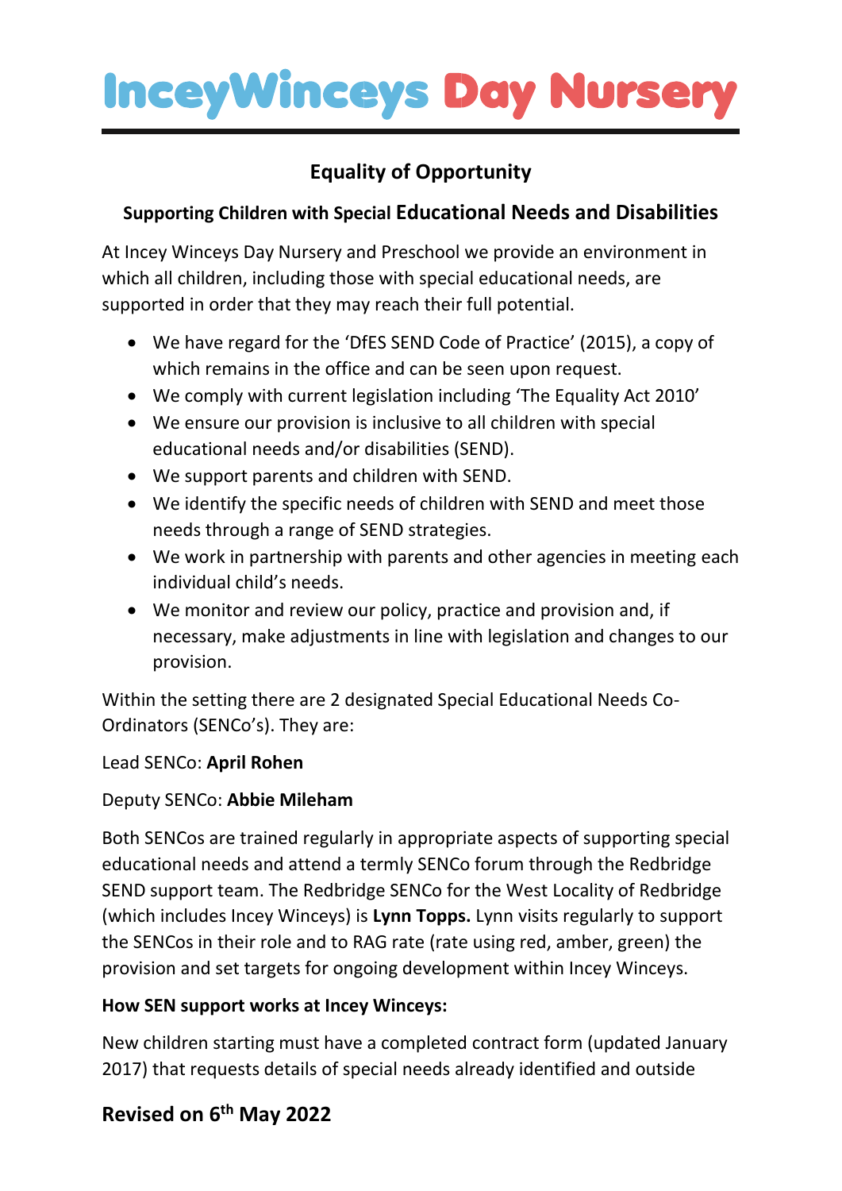# IncеyWinceys Day Nursery

## Equality of Opportunity

### Supporting Children with Special Educational Needs and Disabilities

At Incey Winceys Day Nursery and Preschool we provide an environment in which all children, including those with special educational needs, are supported in order that they may reach their full potential.

- We have regard for the 'DfES SEND Code of Practice' (2015), a copy of which remains in the office and can be seen upon request.
- We comply with current legislation including 'The Equality Act 2010'
- We ensure our provision is inclusive to all children with special educational needs and/or disabilities (SEND).
- We support parents and children with SEND.
- We identify the specific needs of children with SEND and meet those needs through a range of SEND strategies.
- We work in partnership with parents and other agencies in meeting each individual child's needs.
- We monitor and review our policy, practice and provision and, if necessary, make adjustments in line with legislation and changes to our provision.

Within the setting there are 2 designated Special Educational Needs Co-Ordinators (SENCo's). They are:

Lead SENCo: **April Rohen**

Deputy SENCo: **Abbie Mileham**

Both SENCos are trained regularly in appropriate aspects of supporting special educational needs and attend a termly SENCo forum through the Redbridge SEND support team. The Redbridge SENCo for the West Locality of Redbridge (which includes Incey Winceys) is **Lynn Topps.** Lynn visits regularly to support the SENCos in their role and to RAG rate (rate using red, amber, green) the provision and set targets for ongoing development within Incey Winceys.

**How SEN support works at Incey Winceys:**

New children starting must have a completed contract form (updated January 2017) that requests details of special needs already identified and outside

**Revised on 6th May 2022**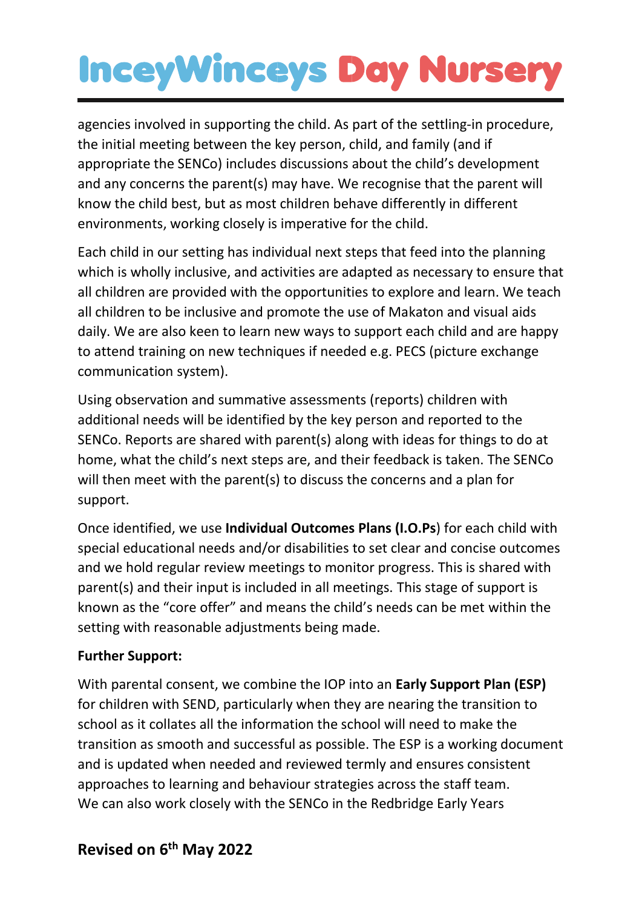agencies involved in supporting the child. As part of the settling-in procedure, the initial meeting between the key person, child, and family (and if appropriate the SENCo) includes discussions about the child's development and any concerns the parent(s) may have. We recognise that the parent will know the child best, but as most children behave differently in different environments, working closely is imperative for the child.

Each child in our setting has individual next steps that feed into the planning which is wholly inclusive, and activities are adapted as necessary to ensure that all children are provided with the opportunities to explore and learn. We teach all children to be inclusive and promote the use of Makaton and visual aids daily. We are also keen to learn new ways to support each child and are happy to attend training on new techniques if needed e.g. PECS (picture exchange communication system).

Using observation and summative assessments (reports) children with additional needs will be identified by the key person and reported to the SENCo. Reports are shared with parent(s) along with ideas for things to do at home, what the child's next steps are, and their feedback is taken. The SENCo will then meet with the parent(s) to discuss the concerns and a plan for support.

Once identified, we use **Individual Outcomes Plans (I.O.Ps**) for each child with special educational needs and/or disabilities to set clear and concise outcomes and we hold regular review meetings to monitor progress. This is shared with parent(s) and their input is included in all meetings. This stage of support is known as the "core offer" and means the child's needs can be met within the setting with reasonable adjustments being made.

**Further Support:**

With parental consent, we combine the IOP into an **Early Support Plan (ESP)** for children with SEND, particularly when they are nearing the transition to school as it collates all the information the school will need to make the transition as smooth and successful as possible. The ESP is a working document and is updated when needed and reviewed termly and ensures consistent approaches to learning and behaviour strategies across the staff team. We can also work closely with the SENCo in the Redbridge Early Years

**Revised on 6th May 2022**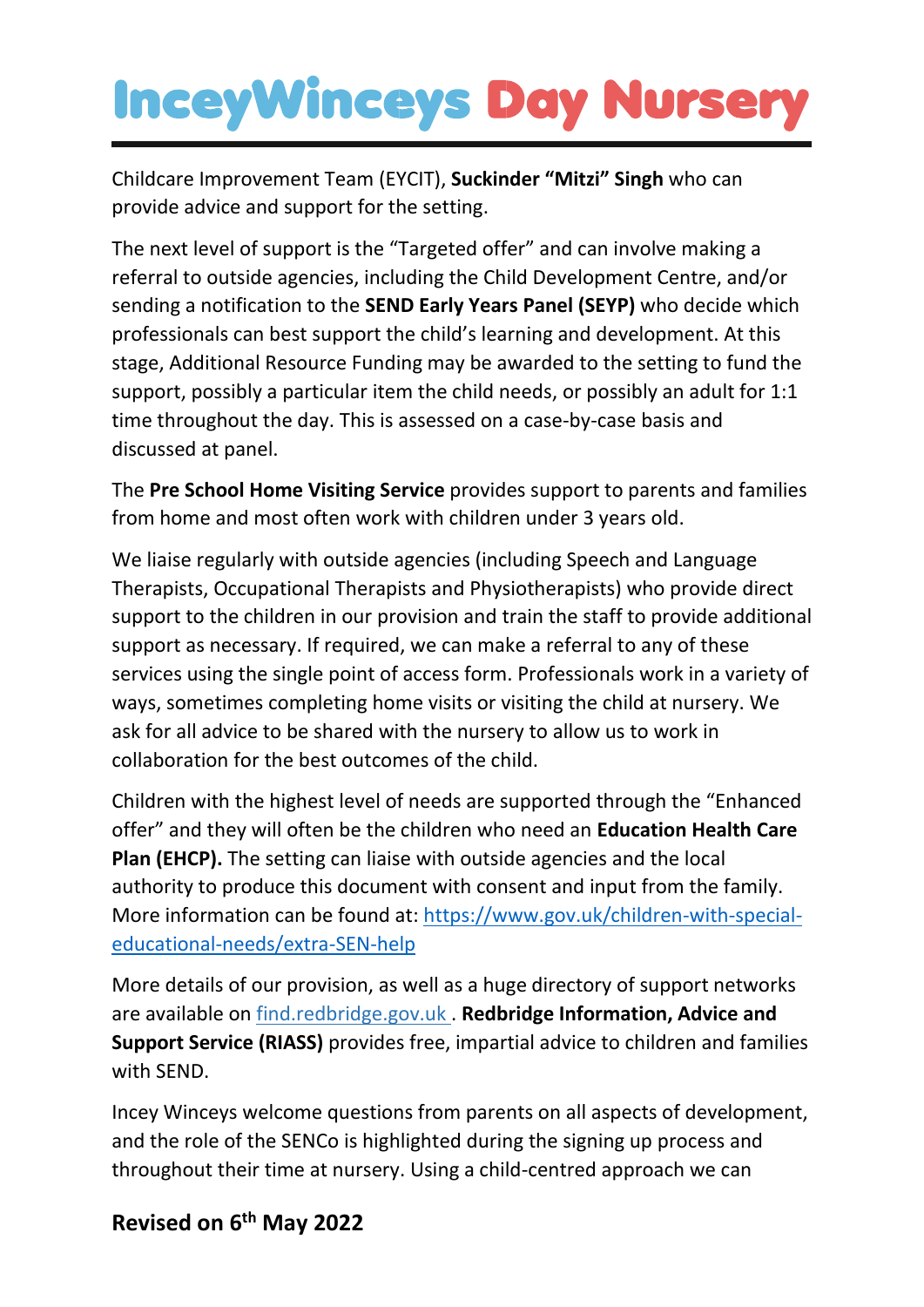Childcare Improvement Team (EYCIT), **Suckinder "Mitzi" Singh** who can provide advice and support for the setting.

The next level of support is the "Targeted offer" and can involve making a referral to outside agencies, including the Child Development Centre, and/or sending a notification to the **SEND Early Years Panel (SEYP)** who decide which professionals can best support the child's learning and development. At this stage, Additional Resource Funding may be awarded to the setting to fund the support, possibly a particular item the child needs, or possibly an adult for 1:1 time throughout the day. This is assessed on a case-by-case basis and discussed at panel.

The **Pre School Home Visiting Service** provides support to parents and families from home and most often work with children under 3 years old.

We liaise regularly with outside agencies (including Speech and Language Therapists, Occupational Therapists and Physiotherapists) who provide direct support to the children in our provision and train the staff to provide additional support as necessary. If required, we can make a referral to any of these services using the single point of access form. Professionals work in a variety of ways, sometimes completing home visits or visiting the child at nursery. We ask for all advice to be shared with the nursery to allow us to work in collaboration for the best outcomes of the child.

Children with the highest level of needs are supported through the "Enhanced offer" and they will often be the children who need an **Education Health Care Plan (EHCP).** The setting can liaise with outside agencies and the local authority to produce this document with consent and input from the family. More information can be found at: [https://www.gov.uk/children-with-special-educational-needs/extra-SEN-help](https://www.gov.uk/children-with-special-educational-needs/extra-SEN-help)

More details of our provision, as well as a huge directory of support networks are available on [find.redbridge.gov.uk](find.redbridge.gov.uk) . **Redbridge Information, Advice and Support Service (RIASS)** provides free, impartial advice to children and families with SEND.

Incey Winceys welcome questions from parents on all aspects of development, and the role of the SENCo is highlighted during the signing up process and throughout their time at nursery. Using a child-centred approach we can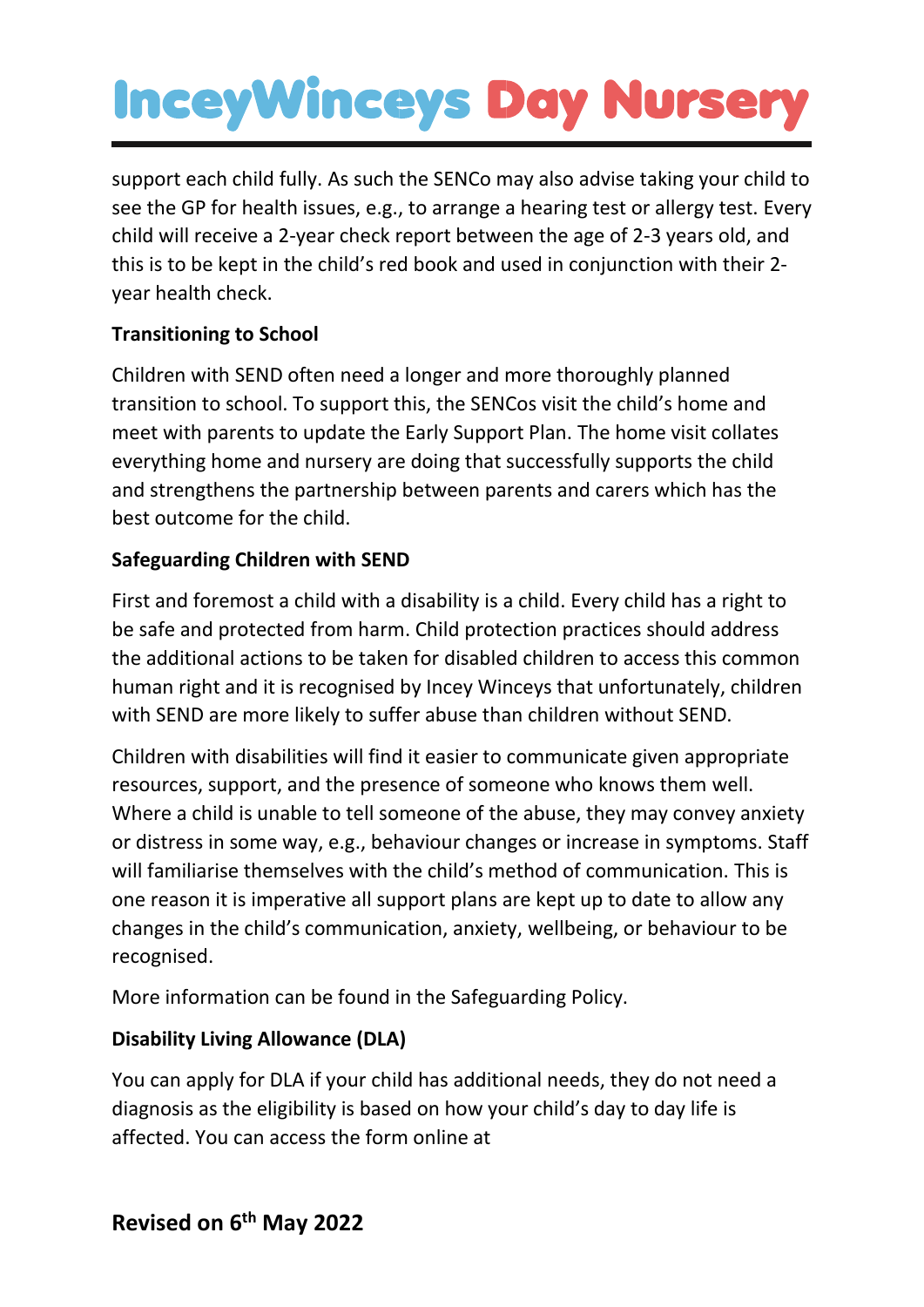support each child fully. As such the SENCo may also advise taking your child to see the GP for health issues, e.g., to arrange a hearing test or allergy test. Every child will receive a 2-year check report between the age of 2-3 years old, and this is to be kept in the child's red book and used in conjunction with their 2-year health check.

**Transitioning to School**

Children with SEND often need a longer and more thoroughly planned transition to school. To support this, the SENCos visit the child's home and meet with parents to update the Early Support Plan. The home visit collates everything home and nursery are doing that successfully supports the child and strengthens the partnership between parents and carers which has the best outcome for the child.

**Safeguarding Children with SEND**

First and foremost a child with a disability is a child. Every child has a right to be safe and protected from harm. Child protection practices should address the additional actions to be taken for disabled children to access this common human right and it is recognised by Incey Winceys that unfortunately, children with SEND are more likely to suffer abuse than children without SEND.

Children with disabilities will find it easier to communicate given appropriate resources, support, and the presence of someone who knows them well. Where a child is unable to tell someone of the abuse, they may convey anxiety or distress in some way, e.g., behaviour changes or increase in symptoms. Staff will familiarise themselves with the child's method of communication. This is one reason it is imperative all support plans are kept up to date to allow any changes in the child's communication, anxiety, wellbeing, or behaviour to be recognised.

More information can be found in the Safeguarding Policy.

**Disability Living Allowance (DLA)**

You can apply for DLA if your child has additional needs, they do not need a diagnosis as the eligibility is based on how your child's day to day life is affected. You can access the form online at

**Revised on 6th May 2022**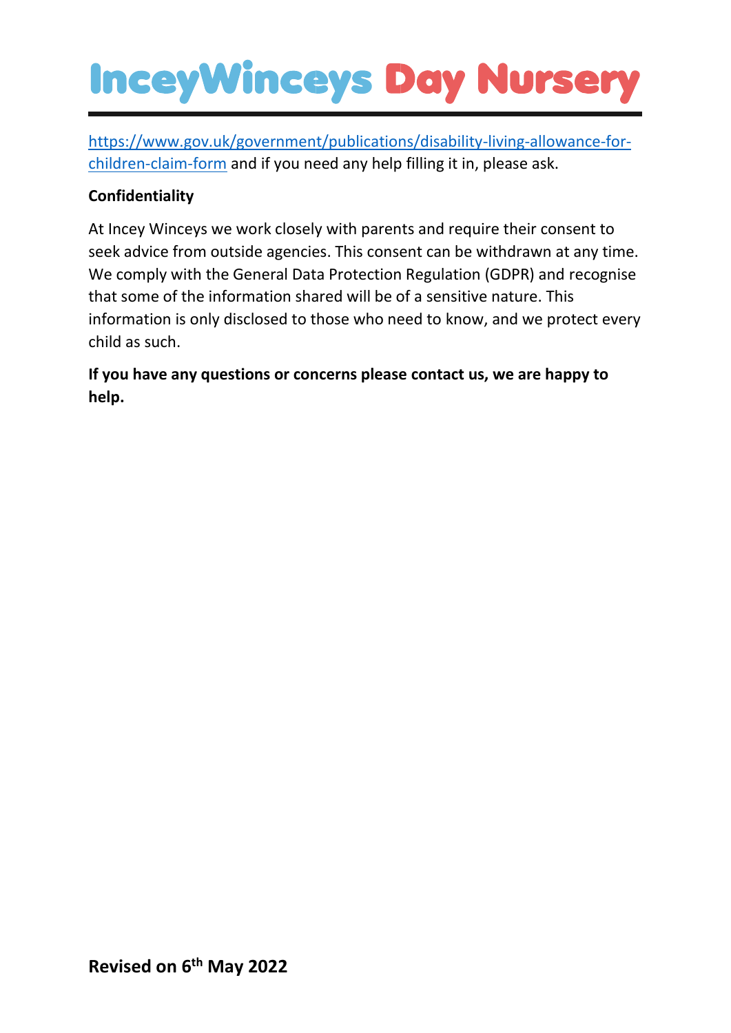[https://www.gov.uk/government/publications/disability-living-allowance-for-children-claim-form](https://www.gov.uk/government/publications/disability-living-allowance-for-children-claim-form) and if you need any help filling it in, please ask.

**Confidentiality**

At Incey Winceys we work closely with parents and require their consent to seek advice from outside agencies. This consent can be withdrawn at any time. We comply with the General Data Protection Regulation (GDPR) and recognise that some of the information shared will be of a sensitive nature. This information is only disclosed to those who need to know, and we protect every child as such.

**If you have any questions or concerns please contact us, we are happy to help.**

**Revised on 6th May 2022**